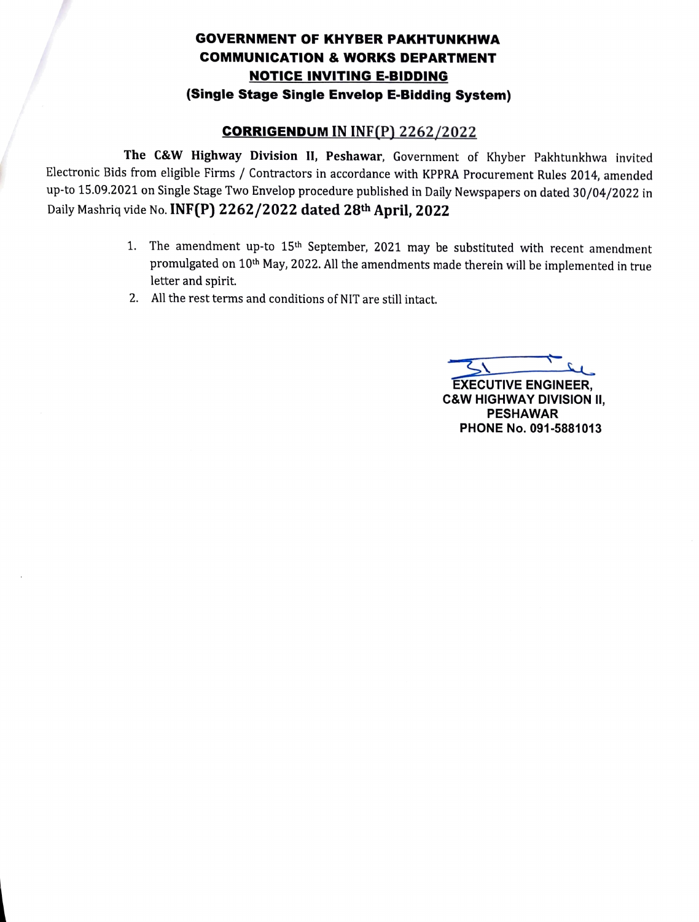# GOVERNMENT OF KHYBER PAKHTUNKHWA
## COMMUNICATION & WORKS DEPARTMENT
## NOTICE INVITING E-BIDDING
### (Single Stage Single Envelop E-Bidding System)

### CORRIGENDUM IN INF(P) 2262/2022

**The C&W Highway Division II, Peshawar**, Government of Khyber Pakhtunkhwa invited Electronic Bids from eligible Firms / Contractors in accordance with KPPRA Procurement Rules 2014, amended up-to 15.09.2021 on Single Stage Two Envelop procedure published in Daily Newspapers on dated 30/04/2022 in Daily Mashriq vide No. **INF(P) 2262/2022 dated 28th April, 2022**

1. The amendment up-to 15th September, 2021 may be substituted with recent amendment promulgated on 10th May, 2022. All the amendments made therein will be implemented in true letter and spirit.
2. All the rest terms and conditions of NIT are still intact.

**EXECUTIVE ENGINEER,**
**C&W HIGHWAY DIVISION II,**
**PESHAWAR**
**PHONE No. 091-5881013**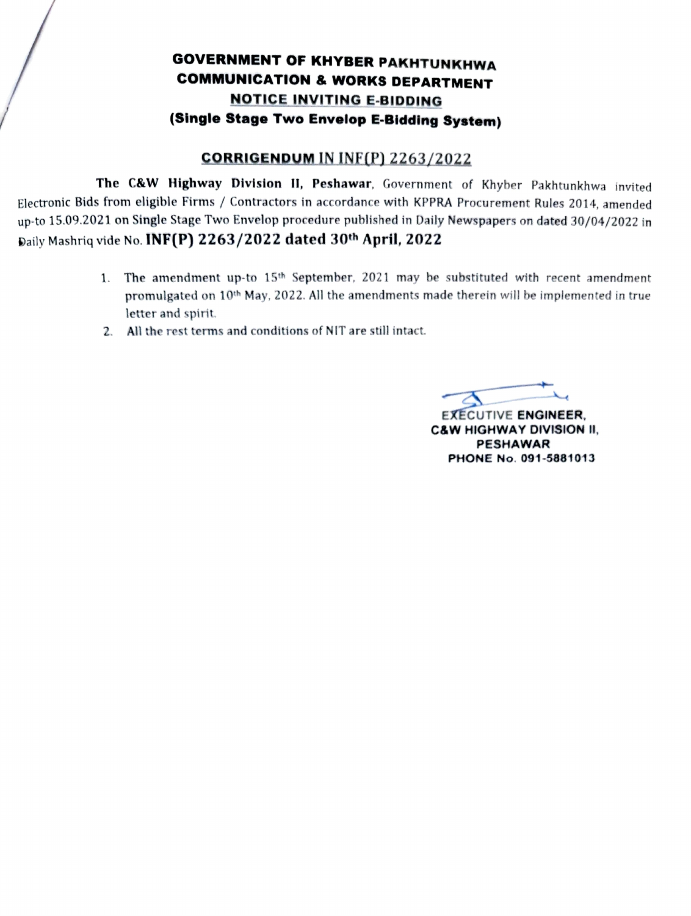**GOVERNMENT OF KHYBER PAKHTUNKHWA**
**COMMUNICATION & WORKS DEPARTMENT**
**NOTICE INVITING E-BIDDING**
**(Single Stage Two Envelop E-Bidding System)**

## CORRIGENDUM IN INF(P) 2263/2022

**The C&W Highway Division II, Peshawar**, Government of Khyber Pakhtunkhwa invited Electronic Bids from eligible Firms / Contractors in accordance with KPPRA Procurement Rules 2014, amended up-to 15.09.2021 on Single Stage Two Envelop procedure published in Daily Newspapers on dated 30/04/2022 in Daily Mashriq vide No. **INF(P) 2263/2022 dated 30th April, 2022**

1. The amendment up-to 15th September, 2021 may be substituted with recent amendment promulgated on 10th May, 2022. All the amendments made therein will be implemented in true letter and spirit.
2. All the rest terms and conditions of NIT are still intact.

**EXECUTIVE ENGINEER,**
**C&W HIGHWAY DIVISION II,**
**PESHAWAR**
**PHONE No. 091-5881013**